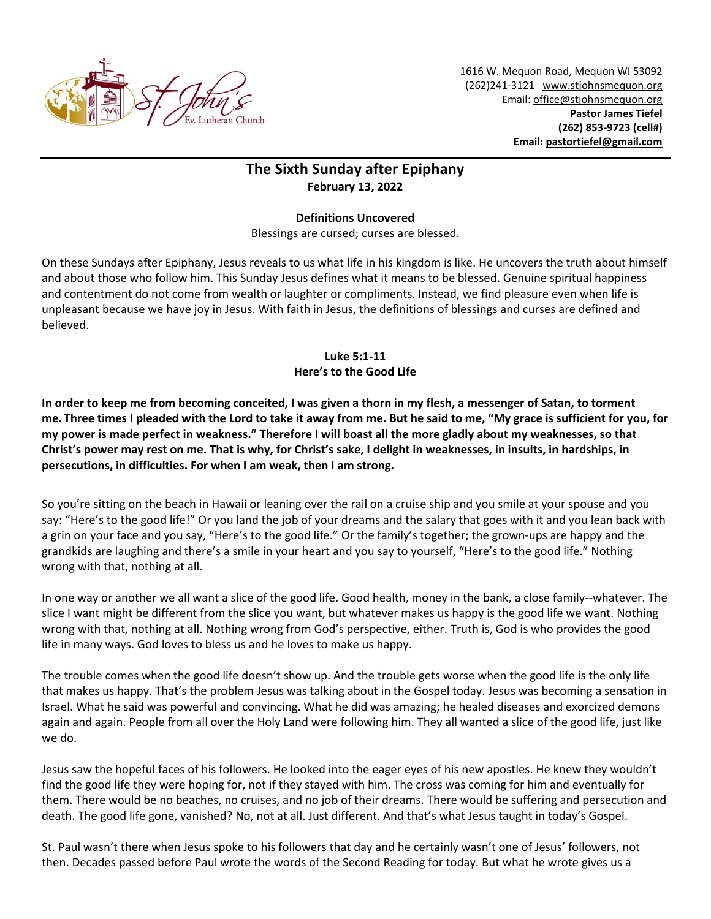1616 W. Mequon Road, Mequon WI 53092
(262)241-3121 www.stjohnsmequon.org
Email: office@stjohnsmequon.org
**Pastor James Tiefel**
**(262) 853-9723 (cell#)**
**Email: pastortiefel@gmail.com**

# The Sixth Sunday after Epiphany

**February 13, 2022**

**Definitions Uncovered**

Blessings are cursed; curses are blessed.

On these Sundays after Epiphany, Jesus reveals to us what life in his kingdom is like. He uncovers the truth about himself and about those who follow him. This Sunday Jesus defines what it means to be blessed. Genuine spiritual happiness and contentment do not come from wealth or laughter or compliments. Instead, we find pleasure even when life is unpleasant because we have joy in Jesus. With faith in Jesus, the definitions of blessings and curses are defined and believed.

**Luke 5:1-11**
**Here's to the Good Life**

**In order to keep me from becoming conceited, I was given a thorn in my flesh, a messenger of Satan, to torment me. Three times I pleaded with the Lord to take it away from me. But he said to me, "My grace is sufficient for you, for my power is made perfect in weakness." Therefore I will boast all the more gladly about my weaknesses, so that Christ's power may rest on me. That is why, for Christ's sake, I delight in weaknesses, in insults, in hardships, in persecutions, in difficulties. For when I am weak, then I am strong.**

So you're sitting on the beach in Hawaii or leaning over the rail on a cruise ship and you smile at your spouse and you say: "Here's to the good life!" Or you land the job of your dreams and the salary that goes with it and you lean back with a grin on your face and you say, "Here's to the good life." Or the family's together; the grown-ups are happy and the grandkids are laughing and there's a smile in your heart and you say to yourself, "Here's to the good life." Nothing wrong with that, nothing at all.

In one way or another we all want a slice of the good life. Good health, money in the bank, a close family--whatever. The slice I want might be different from the slice you want, but whatever makes us happy is the good life we want. Nothing wrong with that, nothing at all. Nothing wrong from God's perspective, either. Truth is, God is who provides the good life in many ways. God loves to bless us and he loves to make us happy.

The trouble comes when the good life doesn't show up. And the trouble gets worse when the good life is the only life that makes us happy. That's the problem Jesus was talking about in the Gospel today. Jesus was becoming a sensation in Israel. What he said was powerful and convincing. What he did was amazing; he healed diseases and exorcized demons again and again. People from all over the Holy Land were following him. They all wanted a slice of the good life, just like we do.

Jesus saw the hopeful faces of his followers. He looked into the eager eyes of his new apostles. He knew they wouldn't find the good life they were hoping for, not if they stayed with him. The cross was coming for him and eventually for them. There would be no beaches, no cruises, and no job of their dreams. There would be suffering and persecution and death. The good life gone, vanished? No, not at all. Just different. And that's what Jesus taught in today's Gospel.

St. Paul wasn't there when Jesus spoke to his followers that day and he certainly wasn't one of Jesus' followers, not then. Decades passed before Paul wrote the words of the Second Reading for today. But what he wrote gives us a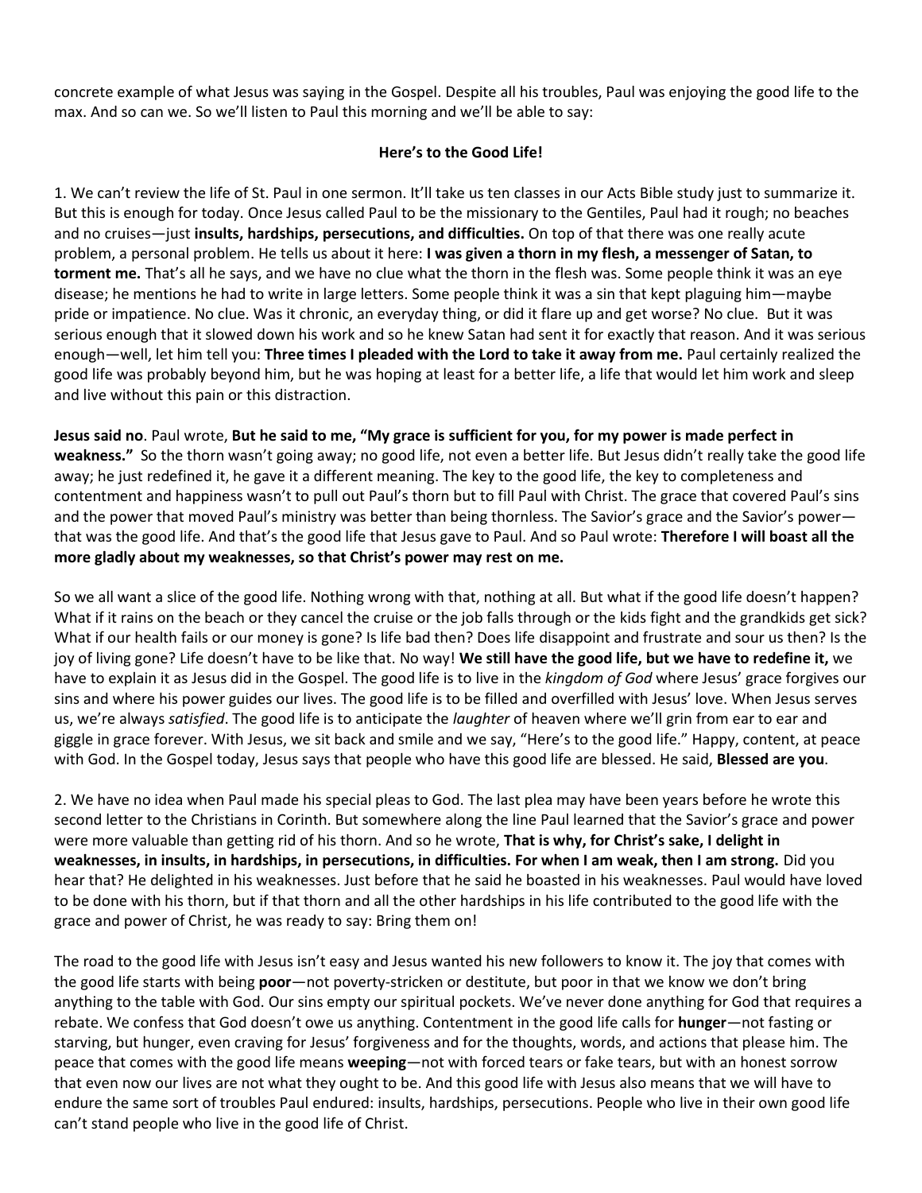concrete example of what Jesus was saying in the Gospel. Despite all his troubles, Paul was enjoying the good life to the max. And so can we. So we'll listen to Paul this morning and we'll be able to say:

**Here's to the Good Life!**

1. We can't review the life of St. Paul in one sermon. It'll take us ten classes in our Acts Bible study just to summarize it. But this is enough for today. Once Jesus called Paul to be the missionary to the Gentiles, Paul had it rough; no beaches and no cruises—just **insults, hardships, persecutions, and difficulties.** On top of that there was one really acute problem, a personal problem. He tells us about it here: **I was given a thorn in my flesh, a messenger of Satan, to torment me.** That's all he says, and we have no clue what the thorn in the flesh was. Some people think it was an eye disease; he mentions he had to write in large letters. Some people think it was a sin that kept plaguing him—maybe pride or impatience. No clue. Was it chronic, an everyday thing, or did it flare up and get worse? No clue. But it was serious enough that it slowed down his work and so he knew Satan had sent it for exactly that reason. And it was serious enough—well, let him tell you: **Three times I pleaded with the Lord to take it away from me.** Paul certainly realized the good life was probably beyond him, but he was hoping at least for a better life, a life that would let him work and sleep and live without this pain or this distraction.

**Jesus said no**. Paul wrote, **But he said to me, "My grace is sufficient for you, for my power is made perfect in weakness."** So the thorn wasn't going away; no good life, not even a better life. But Jesus didn't really take the good life away; he just redefined it, he gave it a different meaning. The key to the good life, the key to completeness and contentment and happiness wasn't to pull out Paul's thorn but to fill Paul with Christ. The grace that covered Paul's sins and the power that moved Paul's ministry was better than being thornless. The Savior's grace and the Savior's power—that was the good life. And that's the good life that Jesus gave to Paul. And so Paul wrote: **Therefore I will boast all the more gladly about my weaknesses, so that Christ's power may rest on me.**

So we all want a slice of the good life. Nothing wrong with that, nothing at all. But what if the good life doesn't happen? What if it rains on the beach or they cancel the cruise or the job falls through or the kids fight and the grandkids get sick? What if our health fails or our money is gone? Is life bad then? Does life disappoint and frustrate and sour us then? Is the joy of living gone? Life doesn't have to be like that. No way! **We still have the good life, but we have to redefine it,** we have to explain it as Jesus did in the Gospel. The good life is to live in the *kingdom of God* where Jesus' grace forgives our sins and where his power guides our lives. The good life is to be filled and overfilled with Jesus' love. When Jesus serves us, we're always *satisfied*. The good life is to anticipate the *laughter* of heaven where we'll grin from ear to ear and giggle in grace forever. With Jesus, we sit back and smile and we say, "Here's to the good life." Happy, content, at peace with God. In the Gospel today, Jesus says that people who have this good life are blessed. He said, **Blessed are you**.

2. We have no idea when Paul made his special pleas to God. The last plea may have been years before he wrote this second letter to the Christians in Corinth. But somewhere along the line Paul learned that the Savior's grace and power were more valuable than getting rid of his thorn. And so he wrote, **That is why, for Christ's sake, I delight in weaknesses, in insults, in hardships, in persecutions, in difficulties. For when I am weak, then I am strong.** Did you hear that? He delighted in his weaknesses. Just before that he said he boasted in his weaknesses. Paul would have loved to be done with his thorn, but if that thorn and all the other hardships in his life contributed to the good life with the grace and power of Christ, he was ready to say: Bring them on!

The road to the good life with Jesus isn't easy and Jesus wanted his new followers to know it. The joy that comes with the good life starts with being **poor**—not poverty-stricken or destitute, but poor in that we know we don't bring anything to the table with God. Our sins empty our spiritual pockets. We've never done anything for God that requires a rebate. We confess that God doesn't owe us anything. Contentment in the good life calls for **hunger**—not fasting or starving, but hunger, even craving for Jesus' forgiveness and for the thoughts, words, and actions that please him. The peace that comes with the good life means **weeping**—not with forced tears or fake tears, but with an honest sorrow that even now our lives are not what they ought to be. And this good life with Jesus also means that we will have to endure the same sort of troubles Paul endured: insults, hardships, persecutions. People who live in their own good life can't stand people who live in the good life of Christ.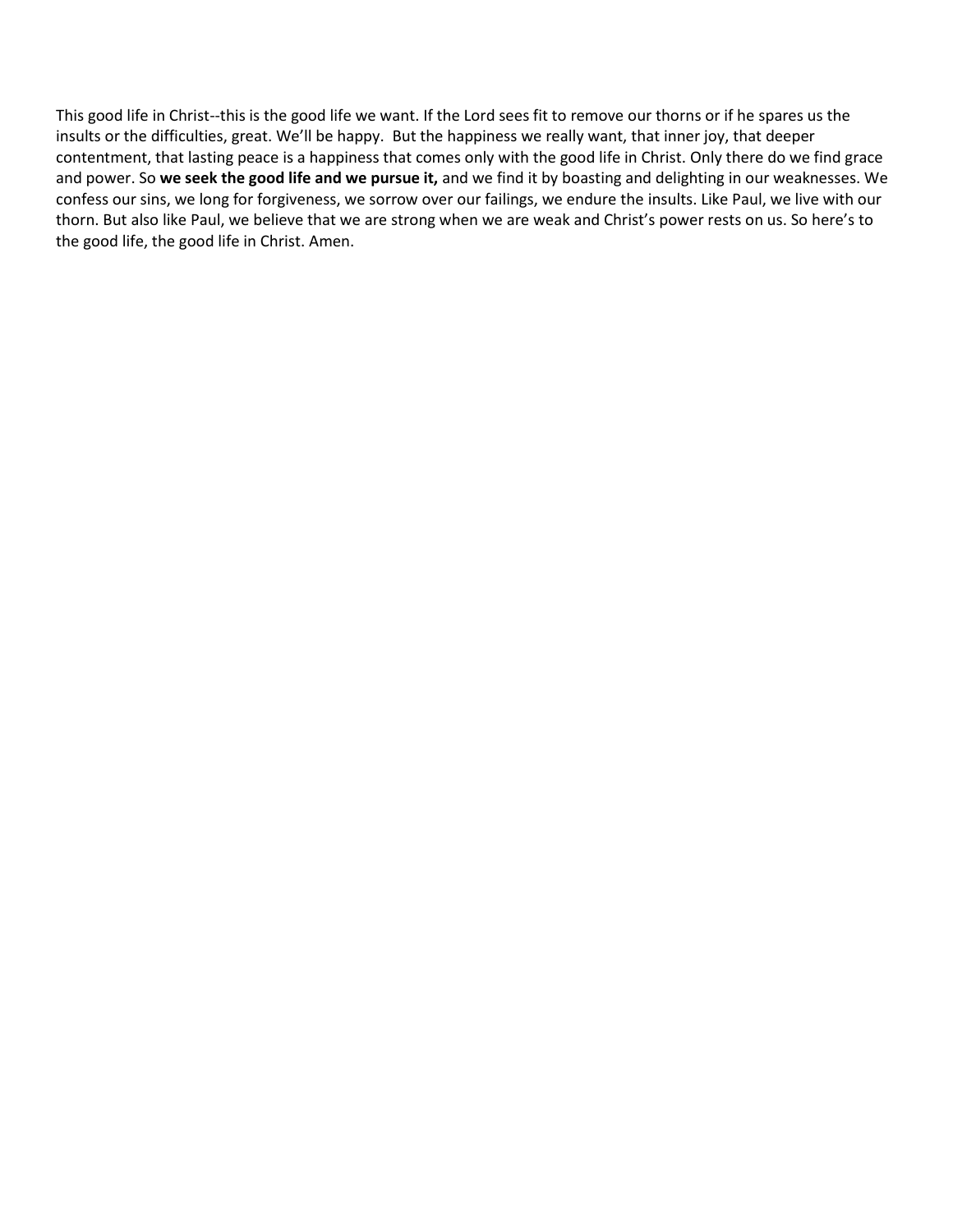This good life in Christ--this is the good life we want. If the Lord sees fit to remove our thorns or if he spares us the insults or the difficulties, great. We'll be happy. But the happiness we really want, that inner joy, that deeper contentment, that lasting peace is a happiness that comes only with the good life in Christ. Only there do we find grace and power. So **we seek the good life and we pursue it,** and we find it by boasting and delighting in our weaknesses. We confess our sins, we long for forgiveness, we sorrow over our failings, we endure the insults. Like Paul, we live with our thorn. But also like Paul, we believe that we are strong when we are weak and Christ's power rests on us. So here's to the good life, the good life in Christ. Amen.